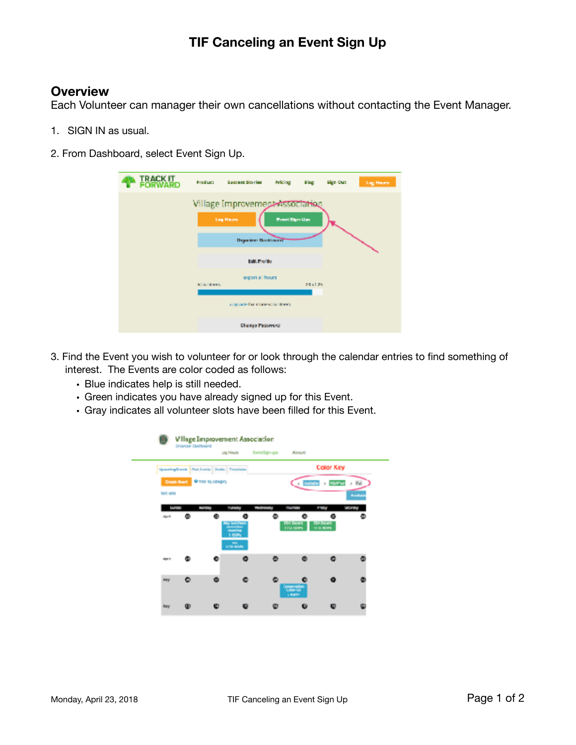# TIF Canceling an Event Sign Up

## Overview

Each Volunteer can manager their own cancellations without contacting the Event Manager.

1. SIGN IN as usual.

2. From Dashboard, select Event Sign Up.

3. Find the Event you wish to volunteer for or look through the calendar entries to find something of interest. The Events are color coded as follows:
   - Blue indicates help is still needed.
   - Green indicates you have already signed up for this Event.
   - Gray indicates all volunteer slots have been filled for this Event.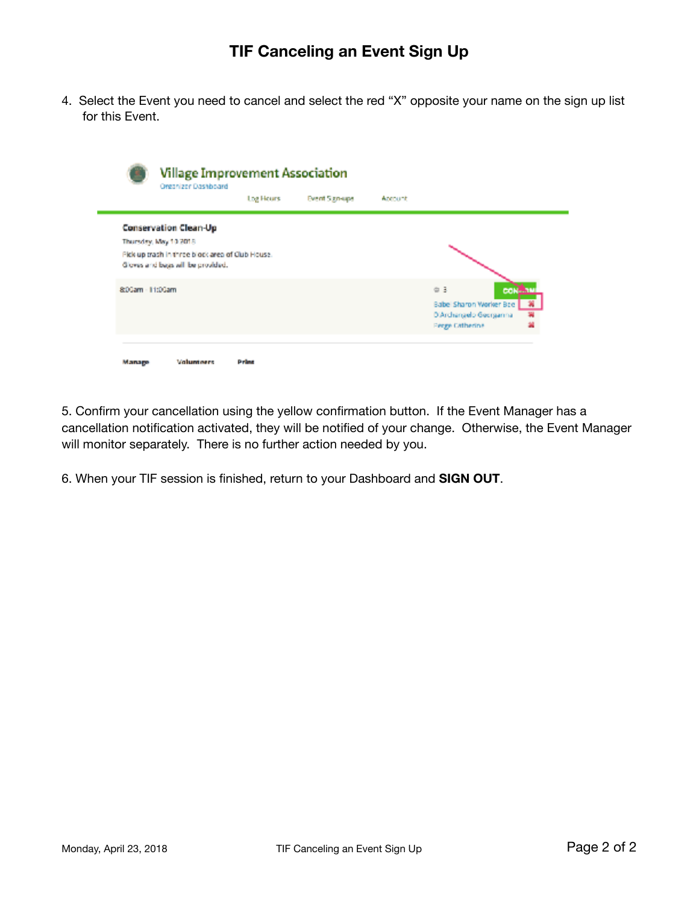# TIF Canceling an Event Sign Up

4. Select the Event you need to cancel and select the red “X” opposite your name on the sign up list for this Event.

5. Confirm your cancellation using the yellow confirmation button. If the Event Manager has a cancellation notification activated, they will be notified of your change. Otherwise, the Event Manager will monitor separately. There is no further action needed by you.

6. When your TIF session is finished, return to your Dashboard and **SIGN OUT**.